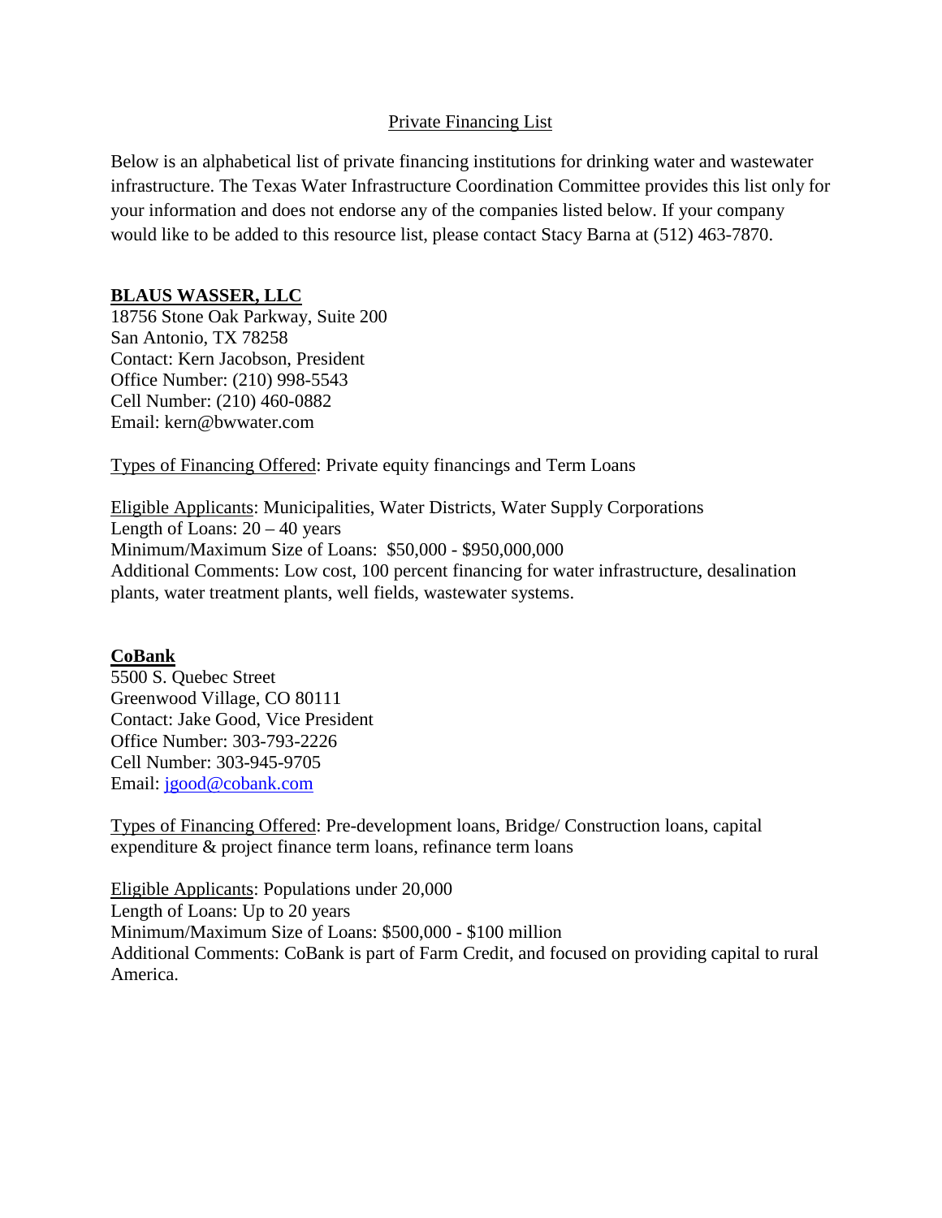# Private Financing List

Below is an alphabetical list of private financing institutions for drinking water and wastewater infrastructure. The Texas Water Infrastructure Coordination Committee provides this list only for your information and does not endorse any of the companies listed below. If your company would like to be added to this resource list, please contact Stacy Barna at (512) 463-7870.

## BLAUS WASSER, LLC

18756 Stone Oak Parkway, Suite 200
San Antonio, TX 78258
Contact: Kern Jacobson, President
Office Number: (210) 998-5543
Cell Number: (210) 460-0882
Email: kern@bwwater.com

Types of Financing Offered: Private equity financings and Term Loans

Eligible Applicants: Municipalities, Water Districts, Water Supply Corporations
Length of Loans: 20 – 40 years
Minimum/Maximum Size of Loans: $50,000 - $950,000,000
Additional Comments: Low cost, 100 percent financing for water infrastructure, desalination plants, water treatment plants, well fields, wastewater systems.

## CoBank

5500 S. Quebec Street
Greenwood Village, CO 80111
Contact: Jake Good, Vice President
Office Number: 303-793-2226
Cell Number: 303-945-9705
Email: jgood@cobank.com

Types of Financing Offered: Pre-development loans, Bridge/ Construction loans, capital expenditure & project finance term loans, refinance term loans

Eligible Applicants: Populations under 20,000
Length of Loans: Up to 20 years
Minimum/Maximum Size of Loans: $500,000 - $100 million
Additional Comments: CoBank is part of Farm Credit, and focused on providing capital to rural America.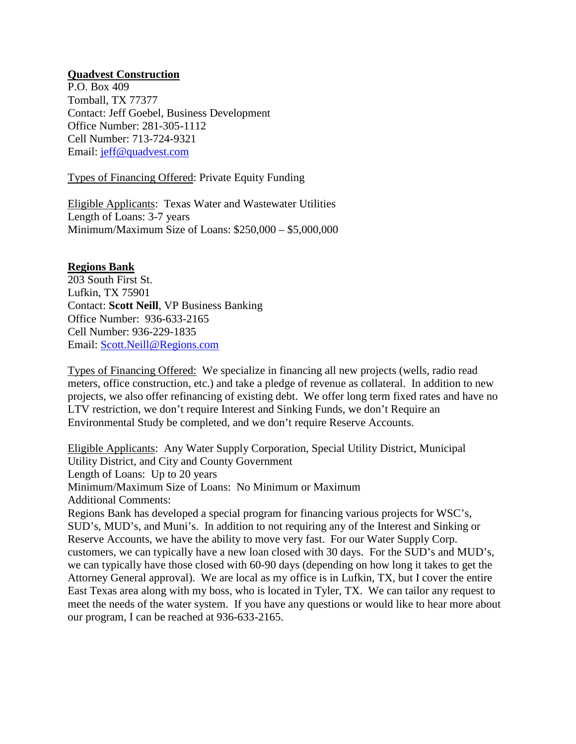**<u>Quadvest Construction</u>**
P.O. Box 409
Tomball, TX 77377
Contact: Jeff Goebel, Business Development
Office Number: 281-305-1112
Cell Number: 713-724-9321
Email: [jeff@quadvest.com](mailto:jeff@quadvest.com)

<u>Types of Financing Offered</u>: Private Equity Funding

<u>Eligible Applicants</u>: Texas Water and Wastewater Utilities
Length of Loans: 3-7 years
Minimum/Maximum Size of Loans: $250,000 – $5,000,000

**<u>Regions Bank</u>**
203 South First St.
Lufkin, TX 75901
Contact: **Scott Neill**, VP Business Banking
Office Number: 936-633-2165
Cell Number: 936-229-1835
Email: [Scott.Neill@Regions.com](mailto:Scott.Neill@Regions.com)

<u>Types of Financing Offered:</u> We specialize in financing all new projects (wells, radio read meters, office construction, etc.) and take a pledge of revenue as collateral. In addition to new projects, we also offer refinancing of existing debt. We offer long term fixed rates and have no LTV restriction, we don't require Interest and Sinking Funds, we don't Require an Environmental Study be completed, and we don't require Reserve Accounts.

<u>Eligible Applicants</u>: Any Water Supply Corporation, Special Utility District, Municipal Utility District, and City and County Government
Length of Loans: Up to 20 years
Minimum/Maximum Size of Loans: No Minimum or Maximum
Additional Comments:
Regions Bank has developed a special program for financing various projects for WSC's, SUD's, MUD's, and Muni's. In addition to not requiring any of the Interest and Sinking or Reserve Accounts, we have the ability to move very fast. For our Water Supply Corp. customers, we can typically have a new loan closed with 30 days. For the SUD's and MUD's, we can typically have those closed with 60-90 days (depending on how long it takes to get the Attorney General approval). We are local as my office is in Lufkin, TX, but I cover the entire East Texas area along with my boss, who is located in Tyler, TX. We can tailor any request to meet the needs of the water system. If you have any questions or would like to hear more about our program, I can be reached at 936-633-2165.